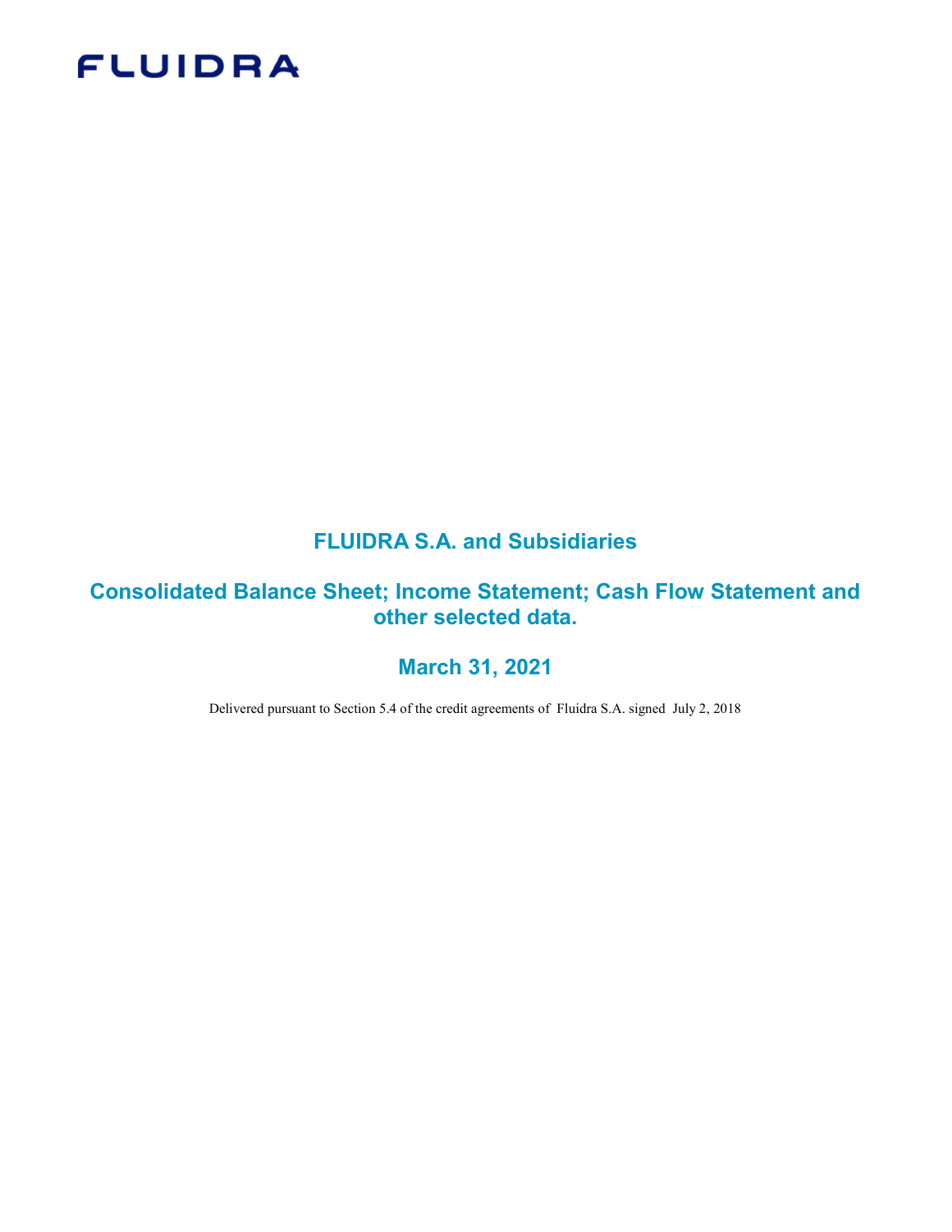FLUIDRA

# FLUIDRA S.A. and Subsidiaries

## Consolidated Balance Sheet; Income Statement; Cash Flow Statement and other selected data.

## March 31, 2021

Delivered pursuant to Section 5.4 of the credit agreements of Fluidra S.A. signed July 2, 2018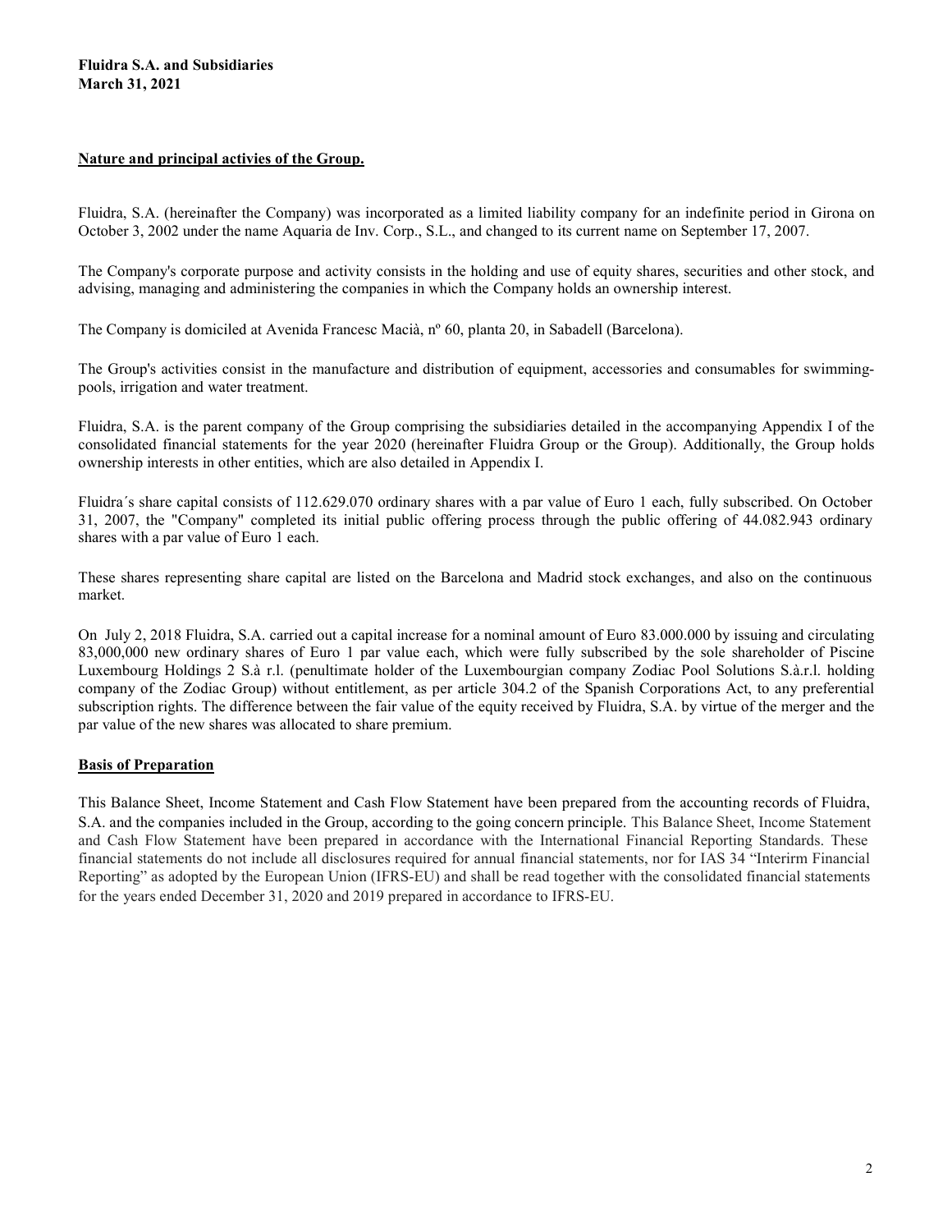**Fluidra S.A. and Subsidiaries**
**March 31, 2021**

## Nature and principal activies of the Group.

Fluidra, S.A. (hereinafter the Company) was incorporated as a limited liability company for an indefinite period in Girona on October 3, 2002 under the name Aquaria de Inv. Corp., S.L., and changed to its current name on September 17, 2007.

The Company's corporate purpose and activity consists in the holding and use of equity shares, securities and other stock, and advising, managing and administering the companies in which the Company holds an ownership interest.

The Company is domiciled at Avenida Francesc Macià, nº 60, planta 20, in Sabadell (Barcelona).

The Group's activities consist in the manufacture and distribution of equipment, accessories and consumables for swimming-pools, irrigation and water treatment.

Fluidra, S.A. is the parent company of the Group comprising the subsidiaries detailed in the accompanying Appendix I of the consolidated financial statements for the year 2020 (hereinafter Fluidra Group or the Group). Additionally, the Group holds ownership interests in other entities, which are also detailed in Appendix I.

Fluidra´s share capital consists of 112.629.070 ordinary shares with a par value of Euro 1 each, fully subscribed. On October 31, 2007, the "Company" completed its initial public offering process through the public offering of 44.082.943 ordinary shares with a par value of Euro 1 each.

These shares representing share capital are listed on the Barcelona and Madrid stock exchanges, and also on the continuous market.

On July 2, 2018 Fluidra, S.A. carried out a capital increase for a nominal amount of Euro 83.000.000 by issuing and circulating 83,000,000 new ordinary shares of Euro 1 par value each, which were fully subscribed by the sole shareholder of Piscine Luxembourg Holdings 2 S.à r.l. (penultimate holder of the Luxembourgian company Zodiac Pool Solutions S.à.r.l. holding company of the Zodiac Group) without entitlement, as per article 304.2 of the Spanish Corporations Act, to any preferential subscription rights. The difference between the fair value of the equity received by Fluidra, S.A. by virtue of the merger and the par value of the new shares was allocated to share premium.

## Basis of Preparation

This Balance Sheet, Income Statement and Cash Flow Statement have been prepared from the accounting records of Fluidra, S.A. and the companies included in the Group, according to the going concern principle. This Balance Sheet, Income Statement and Cash Flow Statement have been prepared in accordance with the International Financial Reporting Standards. These financial statements do not include all disclosures required for annual financial statements, nor for IAS 34 "Interirm Financial Reporting" as adopted by the European Union (IFRS-EU) and shall be read together with the consolidated financial statements for the years ended December 31, 2020 and 2019 prepared in accordance to IFRS-EU.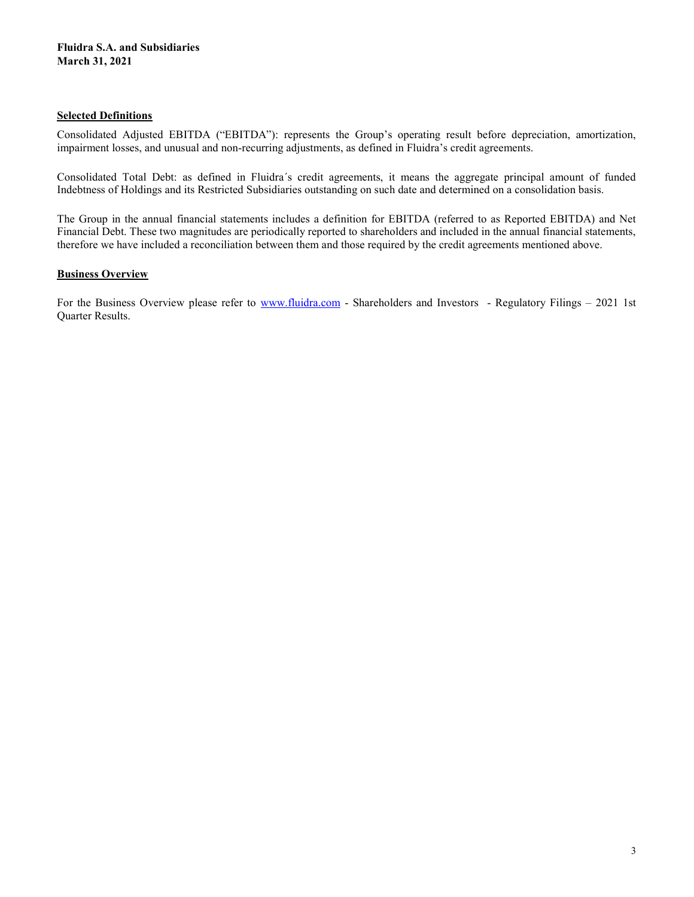**Fluidra S.A. and Subsidiaries**
**March 31, 2021**

## Selected Definitions

Consolidated Adjusted EBITDA ("EBITDA"): represents the Group's operating result before depreciation, amortization, impairment losses, and unusual and non-recurring adjustments, as defined in Fluidra's credit agreements.

Consolidated Total Debt: as defined in Fluidra´s credit agreements, it means the aggregate principal amount of funded Indebtness of Holdings and its Restricted Subsidiaries outstanding on such date and determined on a consolidation basis.

The Group in the annual financial statements includes a definition for EBITDA (referred to as Reported EBITDA) and Net Financial Debt. These two magnitudes are periodically reported to shareholders and included in the annual financial statements, therefore we have included a reconciliation between them and those required by the credit agreements mentioned above.

## Business Overview

For the Business Overview please refer to [www.fluidra.com](http://www.fluidra.com) - Shareholders and Investors - Regulatory Filings – 2021 1st Quarter Results.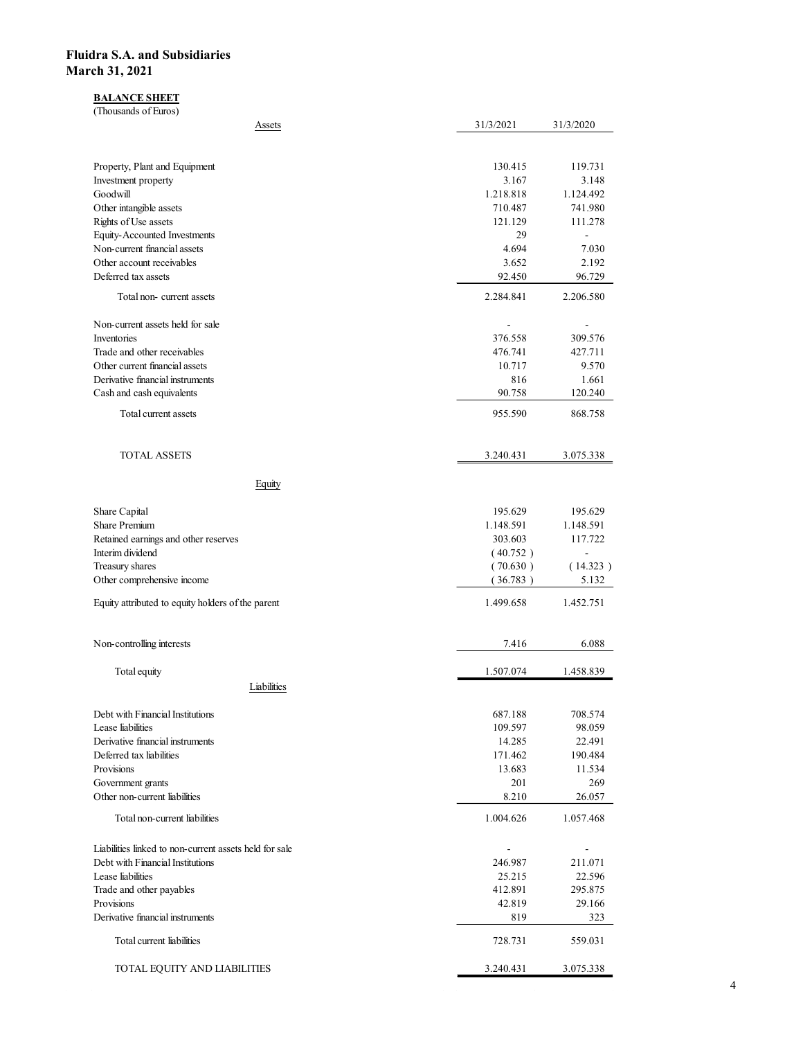**Fluidra S.A. and Subsidiaries**
**March 31, 2021**

**BALANCE SHEET**
(Thousands of Euros)

| Assets | 31/3/2021 | 31/3/2020 |
|---|---|---|
| Property, Plant and Equipment | 130.415 | 119.731 |
| Investment property | 3.167 | 3.148 |
| Goodwill | 1.218.818 | 1.124.492 |
| Other intangible assets | 710.487 | 741.980 |
| Rights of Use assets | 121.129 | 111.278 |
| Equity-Accounted Investments | 29 | - |
| Non-current financial assets | 4.694 | 7.030 |
| Other account receivables | 3.652 | 2.192 |
| Deferred tax assets | 92.450 | 96.729 |
| Total non- current assets | 2.284.841 | 2.206.580 |
| Non-current assets held for sale | - | - |
| Inventories | 376.558 | 309.576 |
| Trade and other receivables | 476.741 | 427.711 |
| Other current financial assets | 10.717 | 9.570 |
| Derivative financial instruments | 816 | 1.661 |
| Cash and cash equivalents | 90.758 | 120.240 |
| Total current assets | 955.590 | 868.758 |
| TOTAL ASSETS | 3.240.431 | 3.075.338 |
| **Equity** | | |
| Share Capital | 195.629 | 195.629 |
| Share Premium | 1.148.591 | 1.148.591 |
| Retained earnings and other reserves | 303.603 | 117.722 |
| Interim dividend | ( 40.752 ) | - |
| Treasury shares | ( 70.630 ) | ( 14.323 ) |
| Other comprehensive income | ( 36.783 ) | 5.132 |
| Equity attributed to equity holders of the parent | 1.499.658 | 1.452.751 |
| Non-controlling interests | 7.416 | 6.088 |
| Total equity | 1.507.074 | 1.458.839 |
| **Liabilities** | | |
| Debt with Financial Institutions | 687.188 | 708.574 |
| Lease liabilities | 109.597 | 98.059 |
| Derivative financial instruments | 14.285 | 22.491 |
| Deferred tax liabilities | 171.462 | 190.484 |
| Provisions | 13.683 | 11.534 |
| Government grants | 201 | 269 |
| Other non-current liabilities | 8.210 | 26.057 |
| Total non-current liabilities | 1.004.626 | 1.057.468 |
| Liabilities linked to non-current assets held for sale | - | - |
| Debt with Financial Institutions | 246.987 | 211.071 |
| Lease liabilities | 25.215 | 22.596 |
| Trade and other payables | 412.891 | 295.875 |
| Provisions | 42.819 | 29.166 |
| Derivative financial instruments | 819 | 323 |
| Total current liabilities | 728.731 | 559.031 |
| TOTAL EQUITY AND LIABILITIES | 3.240.431 | 3.075.338 |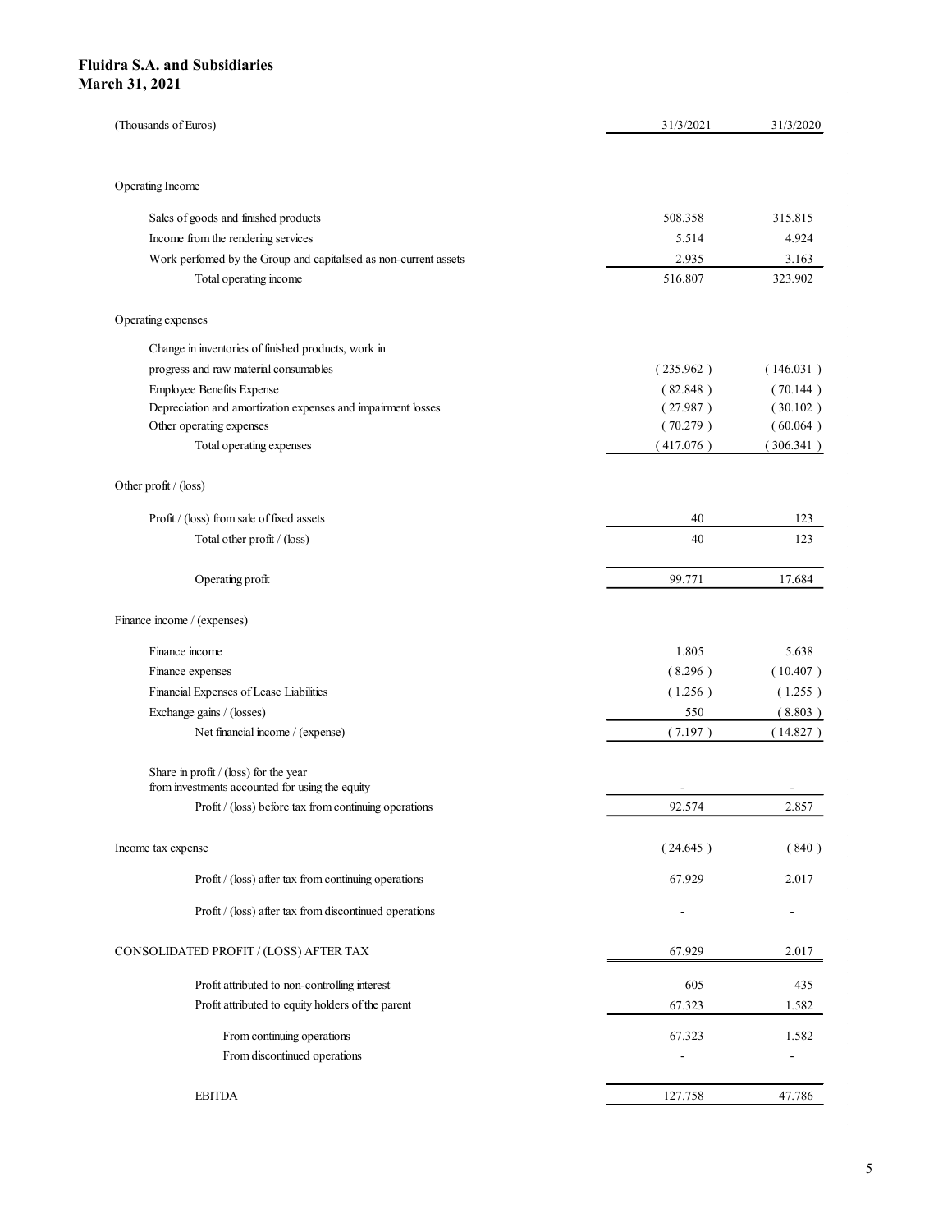**Fluidra S.A. and Subsidiaries**
**March 31, 2021**

| (Thousands of Euros) | 31/3/2021 | 31/3/2020 |
|---|---|---|
| Operating Income | | |
| Sales of goods and finished products | 508.358 | 315.815 |
| Income from the rendering services | 5.514 | 4.924 |
| Work perfomed by the Group and capitalised as non-current assets | 2.935 | 3.163 |
| Total operating income | 516.807 | 323.902 |
| Operating expenses | | |
| Change in inventories of finished products, work in progress and raw material consumables | ( 235.962 ) | ( 146.031 ) |
| Employee Benefits Expense | ( 82.848 ) | ( 70.144 ) |
| Depreciation and amortization expenses and impairment losses | ( 27.987 ) | ( 30.102 ) |
| Other operating expenses | ( 70.279 ) | ( 60.064 ) |
| Total operating expenses | ( 417.076 ) | ( 306.341 ) |
| Other profit / (loss) | | |
| Profit / (loss) from sale of fixed assets | 40 | 123 |
| Total other profit / (loss) | 40 | 123 |
| Operating profit | 99.771 | 17.684 |
| Finance income / (expenses) | | |
| Finance income | 1.805 | 5.638 |
| Finance expenses | ( 8.296 ) | ( 10.407 ) |
| Financial Expenses of Lease Liabilities | ( 1.256 ) | ( 1.255 ) |
| Exchange gains / (losses) | 550 | ( 8.803 ) |
| Net financial income / (expense) | ( 7.197 ) | ( 14.827 ) |
| Share in profit / (loss) for the year from investments accounted for using the equity | - | - |
| Profit / (loss) before tax from continuing operations | 92.574 | 2.857 |
| Income tax expense | ( 24.645 ) | ( 840 ) |
| Profit / (loss) after tax from continuing operations | 67.929 | 2.017 |
| Profit / (loss) after tax from discontinued operations | - | - |
| CONSOLIDATED PROFIT / (LOSS) AFTER TAX | 67.929 | 2.017 |
| Profit attributed to non-controlling interest | 605 | 435 |
| Profit attributed to equity holders of the parent | 67.323 | 1.582 |
| From continuing operations | 67.323 | 1.582 |
| From discontinued operations | - | - |
| EBITDA | 127.758 | 47.786 |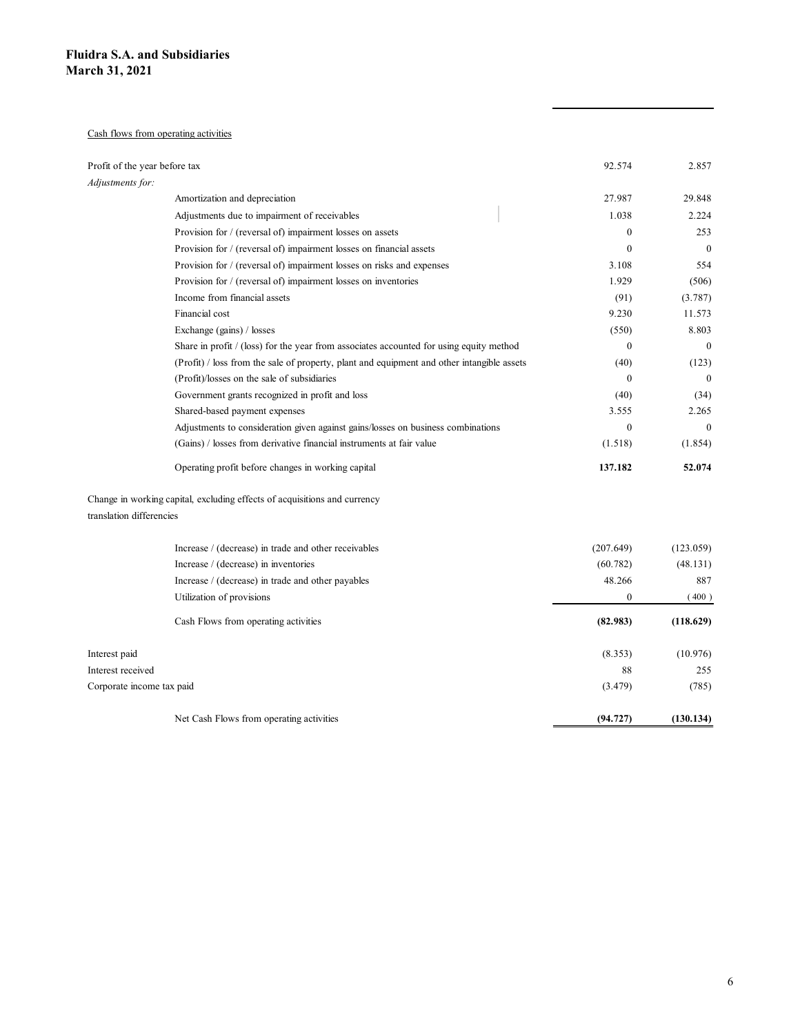**Fluidra S.A. and Subsidiaries**
**March 31, 2021**

Cash flows from operating activities

| | | |
|---|---|---|
| Profit of the year before tax | 92.574 | 2.857 |
| *Adjustments for:* | | |
| Amortization and depreciation | 27.987 | 29.848 |
| Adjustments due to impairment of receivables | 1.038 | 2.224 |
| Provision for / (reversal of) impairment losses on assets | 0 | 253 |
| Provision for / (reversal of) impairment losses on financial assets | 0 | 0 |
| Provision for / (reversal of) impairment losses on risks and expenses | 3.108 | 554 |
| Provision for / (reversal of) impairment losses on inventories | 1.929 | (506) |
| Income from financial assets | (91) | (3.787) |
| Financial cost | 9.230 | 11.573 |
| Exchange (gains) / losses | (550) | 8.803 |
| Share in profit / (loss) for the year from associates accounted for using equity method | 0 | 0 |
| (Profit) / loss from the sale of property, plant and equipment and other intangible assets | (40) | (123) |
| (Profit)/losses on the sale of subsidiaries | 0 | 0 |
| Government grants recognized in profit and loss | (40) | (34) |
| Shared-based payment expenses | 3.555 | 2.265 |
| Adjustments to consideration given against gains/losses on business combinations | 0 | 0 |
| (Gains) / losses from derivative financial instruments at fair value | (1.518) | (1.854) |
| Operating profit before changes in working capital | **137.182** | **52.074** |
| Change in working capital, excluding effects of acquisitions and currency translation differencies | | |
| Increase / (decrease) in trade and other receivables | (207.649) | (123.059) |
| Increase / (decrease) in inventories | (60.782) | (48.131) |
| Increase / (decrease) in trade and other payables | 48.266 | 887 |
| Utilization of provisions | 0 | (400) |
| Cash Flows from operating activities | **(82.983)** | **(118.629)** |
| Interest paid | (8.353) | (10.976) |
| Interest received | 88 | 255 |
| Corporate income tax paid | (3.479) | (785) |
| Net Cash Flows from operating activities | **(94.727)** | **(130.134)** |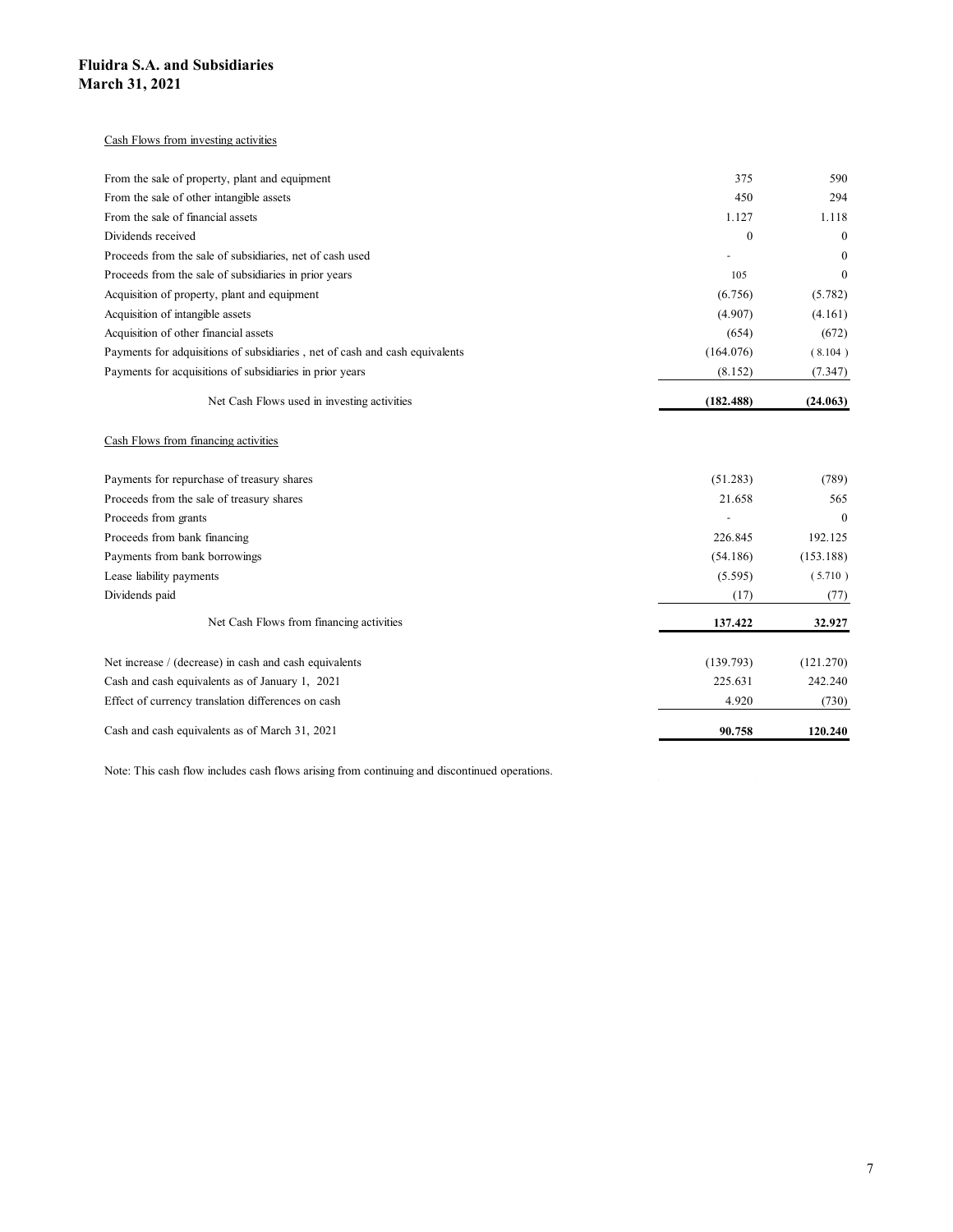**Fluidra S.A. and Subsidiaries**
**March 31, 2021**

| | | |
|---|---|---|
| Cash Flows from investing activities | | |
| From the sale of property, plant and equipment | 375 | 590 |
| From the sale of other intangible assets | 450 | 294 |
| From the sale of financial assets | 1.127 | 1.118 |
| Dividends received | 0 | 0 |
| Proceeds from the sale of subsidiaries, net of cash used | - | 0 |
| Proceeds from the sale of subsidiaries in prior years | 105 | 0 |
| Acquisition of property, plant and equipment | (6.756) | (5.782) |
| Acquisition of intangible assets | (4.907) | (4.161) |
| Acquisition of other financial assets | (654) | (672) |
| Payments for adquisitions of subsidiaries , net of cash and cash equivalents | (164.076) | (8.104) |
| Payments for acquisitions of subsidiaries in prior years | (8.152) | (7.347) |
| Net Cash Flows used in investing activities | **(182.488)** | **(24.063)** |
| Cash Flows from financing activities | | |
| Payments for repurchase of treasury shares | (51.283) | (789) |
| Proceeds from the sale of treasury shares | 21.658 | 565 |
| Proceeds from grants | - | 0 |
| Proceeds from bank financing | 226.845 | 192.125 |
| Payments from bank borrowings | (54.186) | (153.188) |
| Lease liability payments | (5.595) | (5.710) |
| Dividends paid | (17) | (77) |
| Net Cash Flows from financing activities | **137.422** | **32.927** |
| Net increase / (decrease) in cash and cash equivalents | (139.793) | (121.270) |
| Cash and cash equivalents as of January 1, 2021 | 225.631 | 242.240 |
| Effect of currency translation differences on cash | 4.920 | (730) |
| Cash and cash equivalents as of March 31, 2021 | **90.758** | **120.240** |

Note: This cash flow includes cash flows arising from continuing and discontinued operations.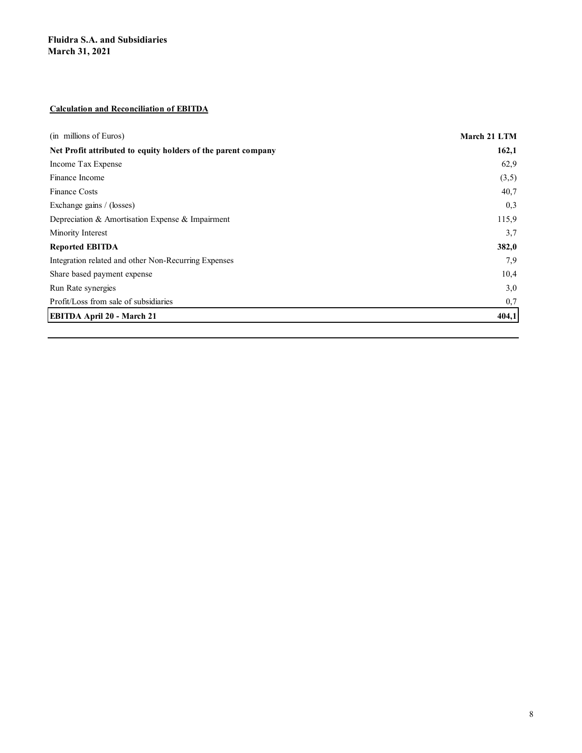**Fluidra S.A. and Subsidiaries**
**March 31, 2021**

**Calculation and Reconciliation of EBITDA**

| (in millions of Euros) | March 21 LTM |
|---|---|
| **Net Profit attributed to equity holders of the parent company** | **162,1** |
| Income Tax Expense | 62,9 |
| Finance Income | (3,5) |
| Finance Costs | 40,7 |
| Exchange gains / (losses) | 0,3 |
| Depreciation & Amortisation Expense & Impairment | 115,9 |
| Minority Interest | 3,7 |
| **Reported EBITDA** | **382,0** |
| Integration related and other Non-Recurring Expenses | 7,9 |
| Share based payment expense | 10,4 |
| Run Rate synergies | 3,0 |
| Profit/Loss from sale of subsidiaries | 0,7 |
| **EBITDA April 20 - March 21** | **404,1** |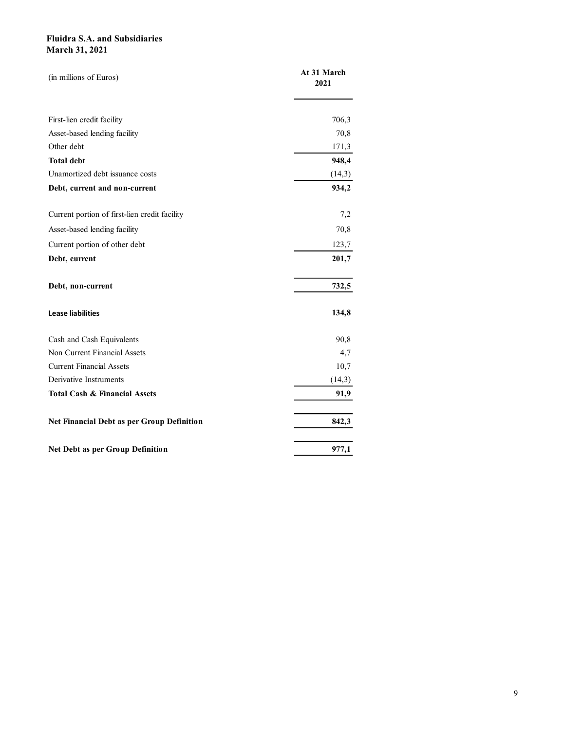**Fluidra S.A. and Subsidiaries**
**March 31, 2021**

| (in millions of Euros) | At 31 March 2021 |
|---|---|
| First-lien credit facility | 706,3 |
| Asset-based lending facility | 70,8 |
| Other debt | 171,3 |
| **Total debt** | **948,4** |
| Unamortized debt issuance costs | (14,3) |
| **Debt, current and non-current** | **934,2** |
| Current portion of first-lien credit facility | 7,2 |
| Asset-based lending facility | 70,8 |
| Current portion of other debt | 123,7 |
| **Debt, current** | **201,7** |
| **Debt, non-current** | **732,5** |
| **Lease liabilities** | **134,8** |
| Cash and Cash Equivalents | 90,8 |
| Non Current Financial Assets | 4,7 |
| Current Financial Assets | 10,7 |
| Derivative Instruments | (14,3) |
| **Total Cash & Financial Assets** | **91,9** |
| **Net Financial Debt as per Group Definition** | **842,3** |
| **Net Debt as per Group Definition** | **977,1** |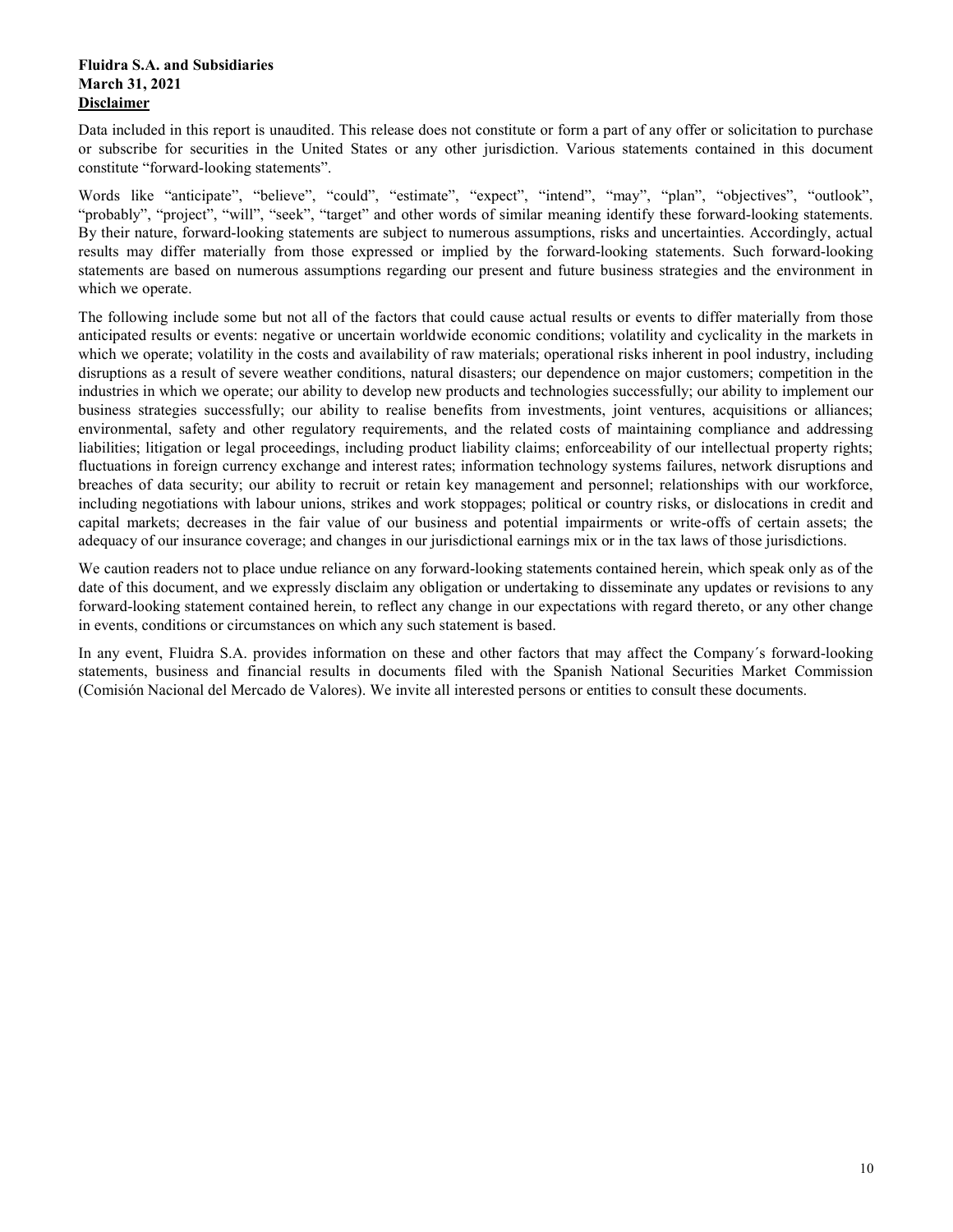**Fluidra S.A. and Subsidiaries**
**March 31, 2021**
**Disclaimer**

Data included in this report is unaudited. This release does not constitute or form a part of any offer or solicitation to purchase or subscribe for securities in the United States or any other jurisdiction. Various statements contained in this document constitute "forward-looking statements".

Words like "anticipate", "believe", "could", "estimate", "expect", "intend", "may", "plan", "objectives", "outlook", "probably", "project", "will", "seek", "target" and other words of similar meaning identify these forward-looking statements. By their nature, forward-looking statements are subject to numerous assumptions, risks and uncertainties. Accordingly, actual results may differ materially from those expressed or implied by the forward-looking statements. Such forward-looking statements are based on numerous assumptions regarding our present and future business strategies and the environment in which we operate.

The following include some but not all of the factors that could cause actual results or events to differ materially from those anticipated results or events: negative or uncertain worldwide economic conditions; volatility and cyclicality in the markets in which we operate; volatility in the costs and availability of raw materials; operational risks inherent in pool industry, including disruptions as a result of severe weather conditions, natural disasters; our dependence on major customers; competition in the industries in which we operate; our ability to develop new products and technologies successfully; our ability to implement our business strategies successfully; our ability to realise benefits from investments, joint ventures, acquisitions or alliances; environmental, safety and other regulatory requirements, and the related costs of maintaining compliance and addressing liabilities; litigation or legal proceedings, including product liability claims; enforceability of our intellectual property rights; fluctuations in foreign currency exchange and interest rates; information technology systems failures, network disruptions and breaches of data security; our ability to recruit or retain key management and personnel; relationships with our workforce, including negotiations with labour unions, strikes and work stoppages; political or country risks, or dislocations in credit and capital markets; decreases in the fair value of our business and potential impairments or write-offs of certain assets; the adequacy of our insurance coverage; and changes in our jurisdictional earnings mix or in the tax laws of those jurisdictions.

We caution readers not to place undue reliance on any forward-looking statements contained herein, which speak only as of the date of this document, and we expressly disclaim any obligation or undertaking to disseminate any updates or revisions to any forward-looking statement contained herein, to reflect any change in our expectations with regard thereto, or any other change in events, conditions or circumstances on which any such statement is based.

In any event, Fluidra S.A. provides information on these and other factors that may affect the Company´s forward-looking statements, business and financial results in documents filed with the Spanish National Securities Market Commission (Comisión Nacional del Mercado de Valores). We invite all interested persons or entities to consult these documents.